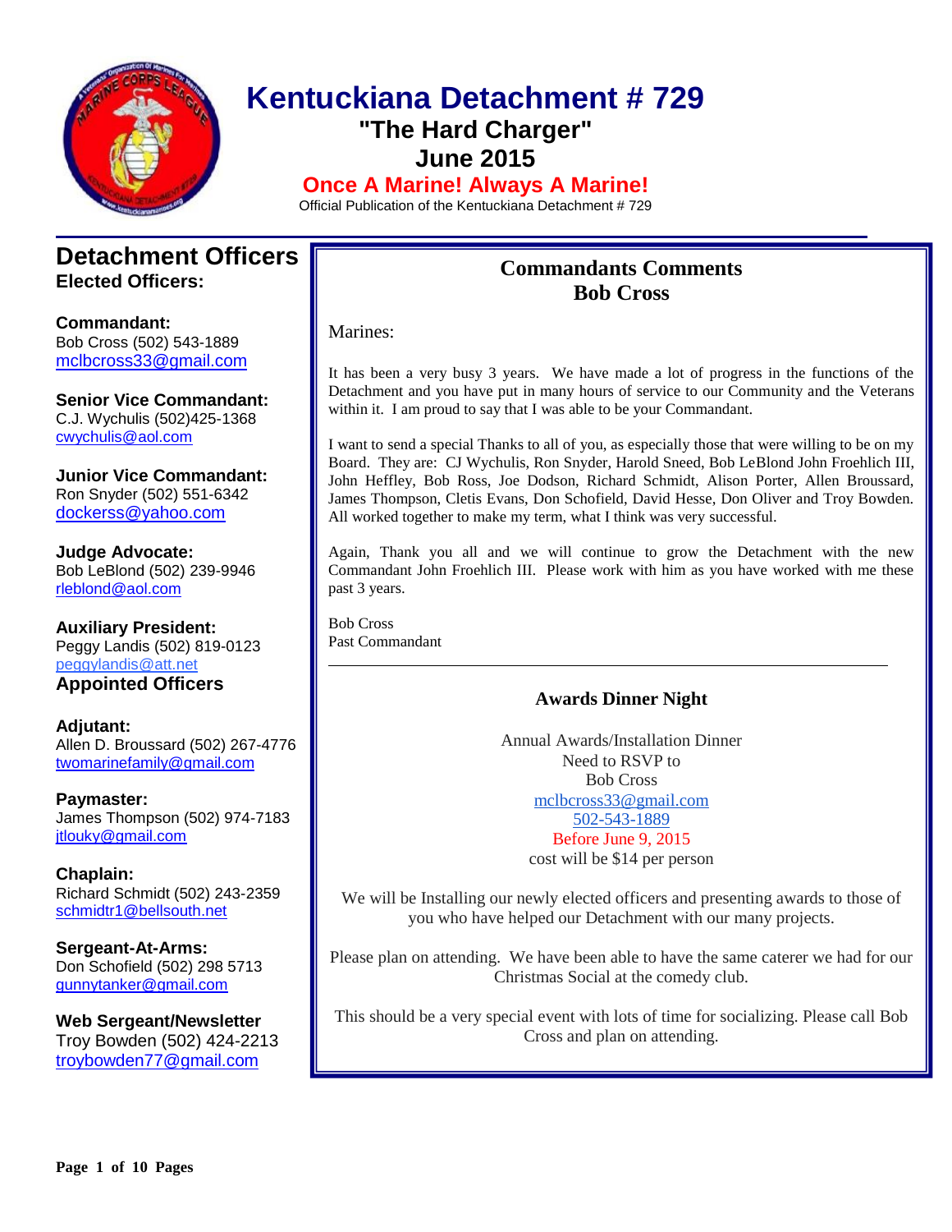# Kentuckiana Detachment # 729

## "The Hard Charger"

## June 2015

**Once A Marine! Always A Marine!**

Official Publication of the Kentuckiana Detachment # 729

## Detachment Officers

### Elected Officers:

**Commandant:**
Bob Cross (502) 543-1889
mclbcross33@gmail.com

**Senior Vice Commandant:**
C.J. Wychulis (502)425-1368
cwychulis@aol.com

**Junior Vice Commandant:**
Ron Snyder (502) 551-6342
dockerss@yahoo.com

**Judge Advocate:**
Bob LeBlond (502) 239-9946
rleblond@aol.com

**Auxiliary President:**
Peggy Landis (502) 819-0123
peggylandis@att.net

### Appointed Officers

**Adjutant:**
Allen D. Broussard (502) 267-4776
twomarinefamily@gmail.com

**Paymaster:**
James Thompson (502) 974-7183
jtlouky@gmail.com

**Chaplain:**
Richard Schmidt (502) 243-2359
schmidtr1@bellsouth.net

**Sergeant-At-Arms:**
Don Schofield (502) 298 5713
gunnytanker@gmail.com

**Web Sergeant/Newsletter**
Troy Bowden (502) 424-2213
troybowden77@gmail.com

## Commandants Comments
## Bob Cross

Marines:

It has been a very busy 3 years. We have made a lot of progress in the functions of the Detachment and you have put in many hours of service to our Community and the Veterans within it. I am proud to say that I was able to be your Commandant.

I want to send a special Thanks to all of you, as especially those that were willing to be on my Board. They are: CJ Wychulis, Ron Snyder, Harold Sneed, Bob LeBlond John Froehlich III, John Heffley, Bob Ross, Joe Dodson, Richard Schmidt, Alison Porter, Allen Broussard, James Thompson, Cletis Evans, Don Schofield, David Hesse, Don Oliver and Troy Bowden. All worked together to make my term, what I think was very successful.

Again, Thank you all and we will continue to grow the Detachment with the new Commandant John Froehlich III. Please work with him as you have worked with me these past 3 years.

Bob Cross
Past Commandant

---

## Awards Dinner Night

Annual Awards/Installation Dinner
Need to RSVP to
Bob Cross
mclbcross33@gmail.com
502-543-1889
Before June 9, 2015
cost will be $14 per person

We will be Installing our newly elected officers and presenting awards to those of you who have helped our Detachment with our many projects.

Please plan on attending. We have been able to have the same caterer we had for our Christmas Social at the comedy club.

This should be a very special event with lots of time for socializing. Please call Bob Cross and plan on attending.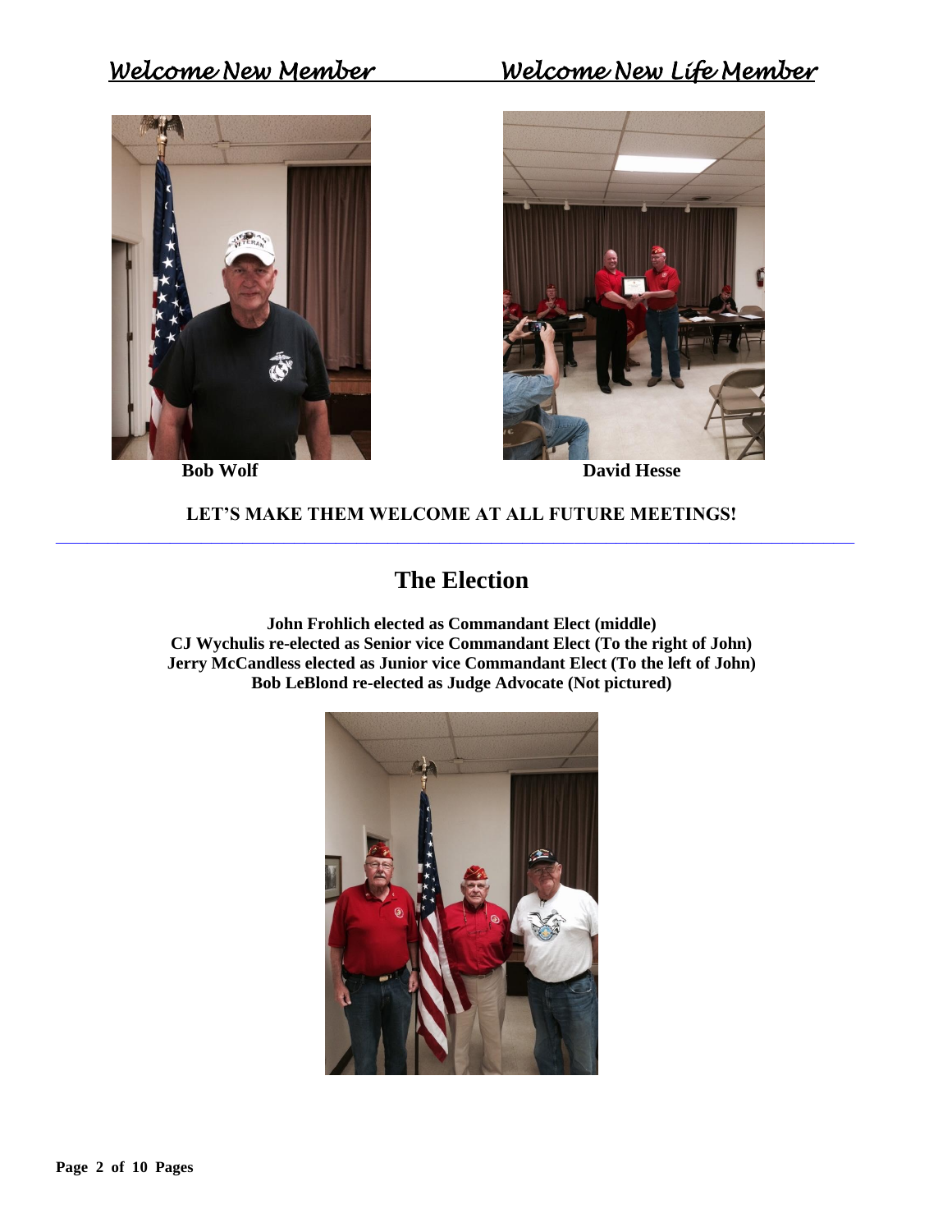*Welcome New Member*

*Welcome New Life Member*

**Bob Wolf**

**David Hesse**

**LET'S MAKE THEM WELCOME AT ALL FUTURE MEETINGS!**

---

# The Election

**John Frohlich elected as Commandant Elect (middle)**
**CJ Wychulis re-elected as Senior vice Commandant Elect (To the right of John)**
**Jerry McCandless elected as Junior vice Commandant Elect (To the left of John)**
**Bob LeBlond re-elected as Judge Advocate (Not pictured)**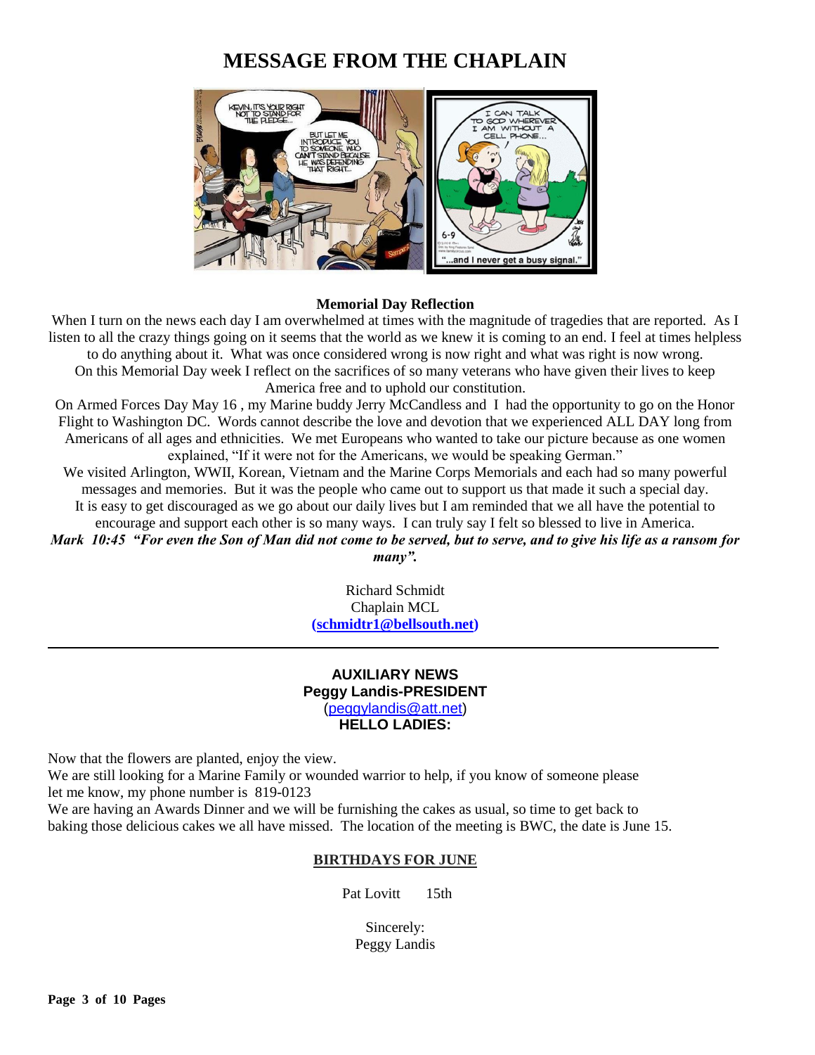# MESSAGE FROM THE CHAPLAIN

**Memorial Day Reflection**

When I turn on the news each day I am overwhelmed at times with the magnitude of tragedies that are reported. As I listen to all the crazy things going on it seems that the world as we knew it is coming to an end. I feel at times helpless to do anything about it. What was once considered wrong is now right and what was right is now wrong.

On this Memorial Day week I reflect on the sacrifices of so many veterans who have given their lives to keep America free and to uphold our constitution.

On Armed Forces Day May 16 , my Marine buddy Jerry McCandless and I had the opportunity to go on the Honor Flight to Washington DC. Words cannot describe the love and devotion that we experienced ALL DAY long from Americans of all ages and ethnicities. We met Europeans who wanted to take our picture because as one women explained, "If it were not for the Americans, we would be speaking German."

We visited Arlington, WWII, Korean, Vietnam and the Marine Corps Memorials and each had so many powerful messages and memories. But it was the people who came out to support us that made it such a special day.

It is easy to get discouraged as we go about our daily lives but I am reminded that we all have the potential to encourage and support each other is so many ways. I can truly say I felt so blessed to live in America.

***Mark 10:45 "For even the Son of Man did not come to be served, but to serve, and to give his life as a ransom for many".***

Richard Schmidt
Chaplain MCL
**(schmidtr1@bellsouth.net)**

---

**AUXILIARY NEWS**
**Peggy Landis-PRESIDENT**
(peggylandis@att.net)
**HELLO LADIES:**

Now that the flowers are planted, enjoy the view.
We are still looking for a Marine Family or wounded warrior to help, if you know of someone please let me know, my phone number is 819-0123
We are having an Awards Dinner and we will be furnishing the cakes as usual, so time to get back to baking those delicious cakes we all have missed. The location of the meeting is BWC, the date is June 15.

**BIRTHDAYS FOR JUNE**

Pat Lovitt 15th

Sincerely:
Peggy Landis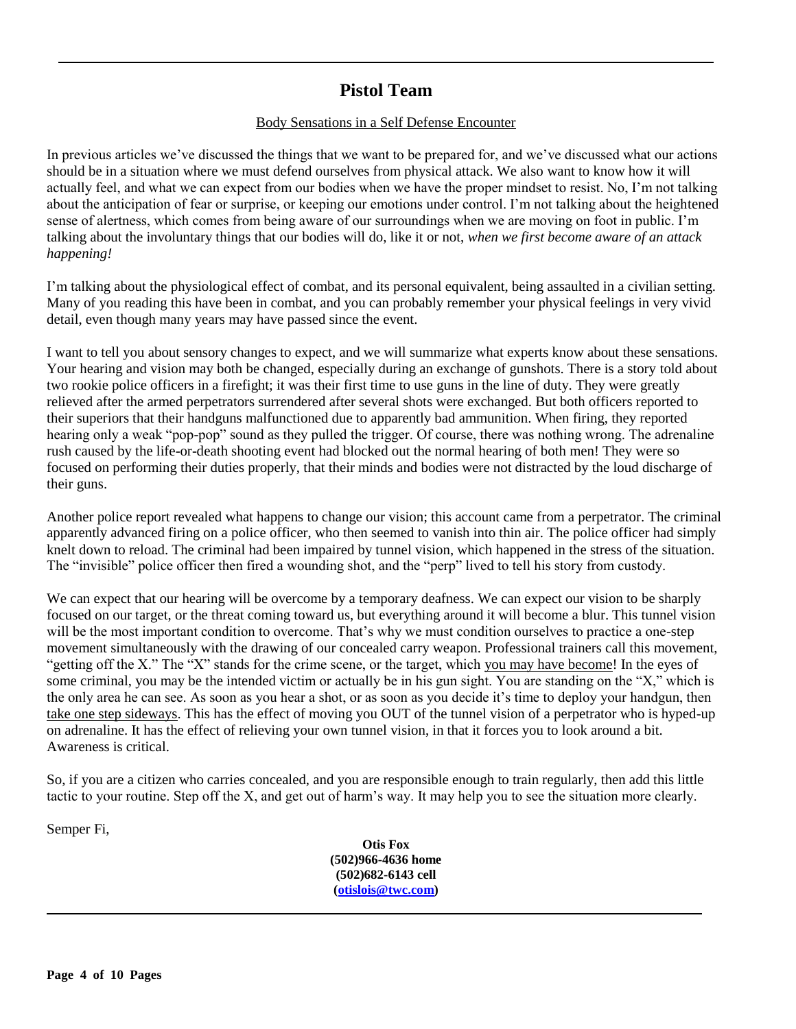## Pistol Team

Body Sensations in a Self Defense Encounter

In previous articles we've discussed the things that we want to be prepared for, and we've discussed what our actions should be in a situation where we must defend ourselves from physical attack. We also want to know how it will actually feel, and what we can expect from our bodies when we have the proper mindset to resist. No, I'm not talking about the anticipation of fear or surprise, or keeping our emotions under control. I'm not talking about the heightened sense of alertness, which comes from being aware of our surroundings when we are moving on foot in public. I'm talking about the involuntary things that our bodies will do, like it or not, *when we first become aware of an attack happening!*

I'm talking about the physiological effect of combat, and its personal equivalent, being assaulted in a civilian setting. Many of you reading this have been in combat, and you can probably remember your physical feelings in very vivid detail, even though many years may have passed since the event.

I want to tell you about sensory changes to expect, and we will summarize what experts know about these sensations. Your hearing and vision may both be changed, especially during an exchange of gunshots. There is a story told about two rookie police officers in a firefight; it was their first time to use guns in the line of duty. They were greatly relieved after the armed perpetrators surrendered after several shots were exchanged. But both officers reported to their superiors that their handguns malfunctioned due to apparently bad ammunition. When firing, they reported hearing only a weak "pop-pop" sound as they pulled the trigger. Of course, there was nothing wrong. The adrenaline rush caused by the life-or-death shooting event had blocked out the normal hearing of both men! They were so focused on performing their duties properly, that their minds and bodies were not distracted by the loud discharge of their guns.

Another police report revealed what happens to change our vision; this account came from a perpetrator. The criminal apparently advanced firing on a police officer, who then seemed to vanish into thin air. The police officer had simply knelt down to reload. The criminal had been impaired by tunnel vision, which happened in the stress of the situation. The "invisible" police officer then fired a wounding shot, and the "perp" lived to tell his story from custody.

We can expect that our hearing will be overcome by a temporary deafness. We can expect our vision to be sharply focused on our target, or the threat coming toward us, but everything around it will become a blur. This tunnel vision will be the most important condition to overcome. That's why we must condition ourselves to practice a one-step movement simultaneously with the drawing of our concealed carry weapon. Professional trainers call this movement, "getting off the X." The "X" stands for the crime scene, or the target, which <u>you may have become</u>! In the eyes of some criminal, you may be the intended victim or actually be in his gun sight. You are standing on the "X," which is the only area he can see. As soon as you hear a shot, or as soon as you decide it's time to deploy your handgun, then <u>take one step sideways</u>. This has the effect of moving you OUT of the tunnel vision of a perpetrator who is hyped-up on adrenaline. It has the effect of relieving your own tunnel vision, in that it forces you to look around a bit. Awareness is critical.

So, if you are a citizen who carries concealed, and you are responsible enough to train regularly, then add this little tactic to your routine. Step off the X, and get out of harm's way. It may help you to see the situation more clearly.

Semper Fi,

**Otis Fox**
**(502)966-4636 home**
**(502)682-6143 cell**
**(otislois@twc.com)**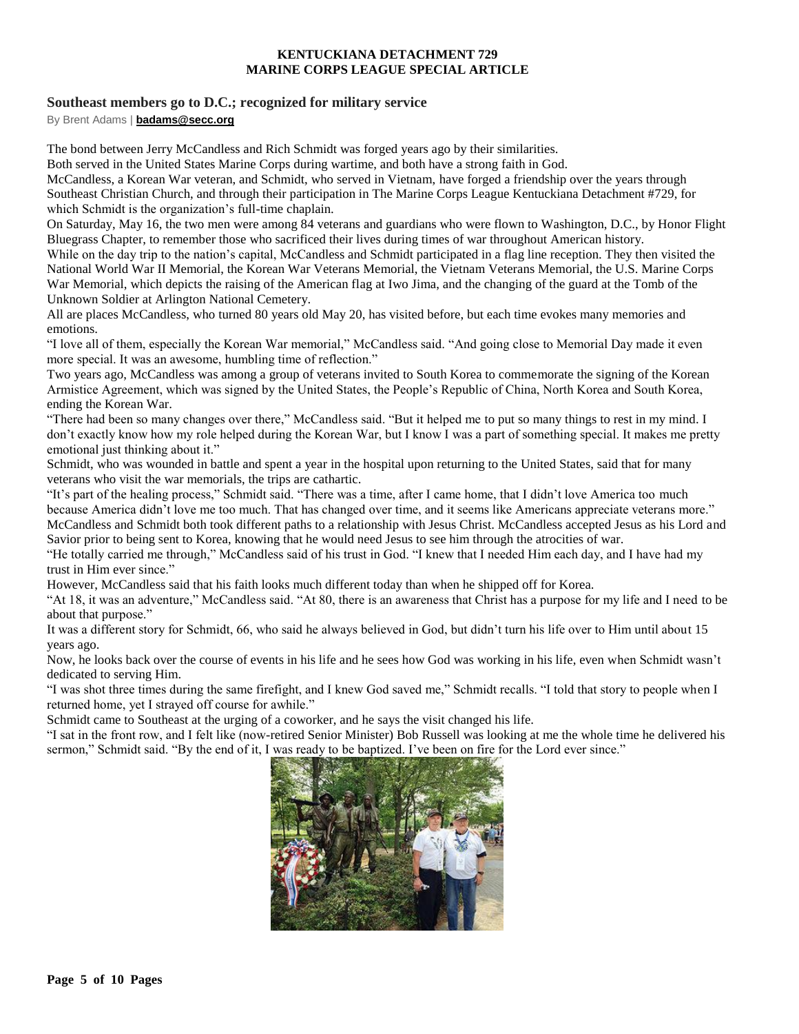**KENTUCKIANA DETACHMENT 729**
**MARINE CORPS LEAGUE SPECIAL ARTICLE**

## Southeast members go to D.C.; recognized for military service

By Brent Adams | **badams@secc.org**

The bond between Jerry McCandless and Rich Schmidt was forged years ago by their similarities.

Both served in the United States Marine Corps during wartime, and both have a strong faith in God.

McCandless, a Korean War veteran, and Schmidt, who served in Vietnam, have forged a friendship over the years through Southeast Christian Church, and through their participation in The Marine Corps League Kentuckiana Detachment #729, for which Schmidt is the organization's full-time chaplain.

On Saturday, May 16, the two men were among 84 veterans and guardians who were flown to Washington, D.C., by Honor Flight Bluegrass Chapter, to remember those who sacrificed their lives during times of war throughout American history.

While on the day trip to the nation's capital, McCandless and Schmidt participated in a flag line reception. They then visited the National World War II Memorial, the Korean War Veterans Memorial, the Vietnam Veterans Memorial, the U.S. Marine Corps War Memorial, which depicts the raising of the American flag at Iwo Jima, and the changing of the guard at the Tomb of the Unknown Soldier at Arlington National Cemetery.

All are places McCandless, who turned 80 years old May 20, has visited before, but each time evokes many memories and emotions.

"I love all of them, especially the Korean War memorial," McCandless said. "And going close to Memorial Day made it even more special. It was an awesome, humbling time of reflection."

Two years ago, McCandless was among a group of veterans invited to South Korea to commemorate the signing of the Korean Armistice Agreement, which was signed by the United States, the People's Republic of China, North Korea and South Korea, ending the Korean War.

"There had been so many changes over there," McCandless said. "But it helped me to put so many things to rest in my mind. I don't exactly know how my role helped during the Korean War, but I know I was a part of something special. It makes me pretty emotional just thinking about it."

Schmidt, who was wounded in battle and spent a year in the hospital upon returning to the United States, said that for many veterans who visit the war memorials, the trips are cathartic.

"It's part of the healing process," Schmidt said. "There was a time, after I came home, that I didn't love America too much because America didn't love me too much. That has changed over time, and it seems like Americans appreciate veterans more."

McCandless and Schmidt both took different paths to a relationship with Jesus Christ. McCandless accepted Jesus as his Lord and Savior prior to being sent to Korea, knowing that he would need Jesus to see him through the atrocities of war.

"He totally carried me through," McCandless said of his trust in God. "I knew that I needed Him each day, and I have had my trust in Him ever since."

However, McCandless said that his faith looks much different today than when he shipped off for Korea.

"At 18, it was an adventure," McCandless said. "At 80, there is an awareness that Christ has a purpose for my life and I need to be about that purpose."

It was a different story for Schmidt, 66, who said he always believed in God, but didn't turn his life over to Him until about 15 years ago.

Now, he looks back over the course of events in his life and he sees how God was working in his life, even when Schmidt wasn't dedicated to serving Him.

"I was shot three times during the same firefight, and I knew God saved me," Schmidt recalls. "I told that story to people when I returned home, yet I strayed off course for awhile."

Schmidt came to Southeast at the urging of a coworker, and he says the visit changed his life.

"I sat in the front row, and I felt like (now-retired Senior Minister) Bob Russell was looking at me the whole time he delivered his sermon," Schmidt said. "By the end of it, I was ready to be baptized. I've been on fire for the Lord ever since."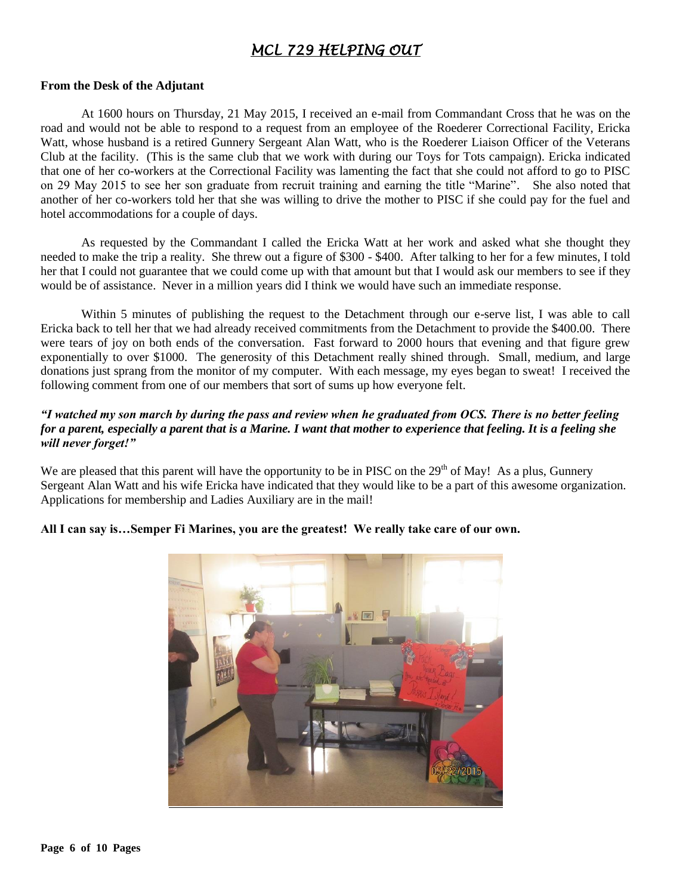# MCL 729 HELPING OUT

**From the Desk of the Adjutant**

At 1600 hours on Thursday, 21 May 2015, I received an e-mail from Commandant Cross that he was on the road and would not be able to respond to a request from an employee of the Roederer Correctional Facility, Ericka Watt, whose husband is a retired Gunnery Sergeant Alan Watt, who is the Roederer Liaison Officer of the Veterans Club at the facility. (This is the same club that we work with during our Toys for Tots campaign). Ericka indicated that one of her co-workers at the Correctional Facility was lamenting the fact that she could not afford to go to PISC on 29 May 2015 to see her son graduate from recruit training and earning the title "Marine". She also noted that another of her co-workers told her that she was willing to drive the mother to PISC if she could pay for the fuel and hotel accommodations for a couple of days.

As requested by the Commandant I called the Ericka Watt at her work and asked what she thought they needed to make the trip a reality. She threw out a figure of $300 - $400. After talking to her for a few minutes, I told her that I could not guarantee that we could come up with that amount but that I would ask our members to see if they would be of assistance. Never in a million years did I think we would have such an immediate response.

Within 5 minutes of publishing the request to the Detachment through our e-serve list, I was able to call Ericka back to tell her that we had already received commitments from the Detachment to provide the $400.00. There were tears of joy on both ends of the conversation. Fast forward to 2000 hours that evening and that figure grew exponentially to over $1000. The generosity of this Detachment really shined through. Small, medium, and large donations just sprang from the monitor of my computer. With each message, my eyes began to sweat! I received the following comment from one of our members that sort of sums up how everyone felt.

***"I watched my son march by during the pass and review when he graduated from OCS. There is no better feeling for a parent, especially a parent that is a Marine. I want that mother to experience that feeling. It is a feeling she will never forget!"***

We are pleased that this parent will have the opportunity to be in PISC on the 29th of May! As a plus, Gunnery Sergeant Alan Watt and his wife Ericka have indicated that they would like to be a part of this awesome organization. Applications for membership and Ladies Auxiliary are in the mail!

**All I can say is…Semper Fi Marines, you are the greatest! We really take care of our own.**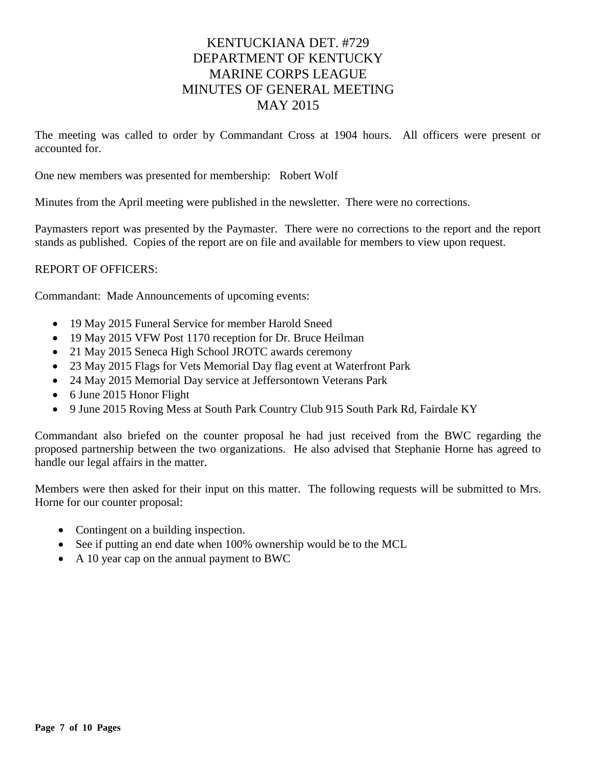# KENTUCKIANA DET. #729
# DEPARTMENT OF KENTUCKY
# MARINE CORPS LEAGUE
# MINUTES OF GENERAL MEETING
# MAY 2015

The meeting was called to order by Commandant Cross at 1904 hours. All officers were present or accounted for.

One new members was presented for membership: Robert Wolf

Minutes from the April meeting were published in the newsletter. There were no corrections.

Paymasters report was presented by the Paymaster. There were no corrections to the report and the report stands as published. Copies of the report are on file and available for members to view upon request.

REPORT OF OFFICERS:

Commandant: Made Announcements of upcoming events:

- 19 May 2015 Funeral Service for member Harold Sneed
- 19 May 2015 VFW Post 1170 reception for Dr. Bruce Heilman
- 21 May 2015 Seneca High School JROTC awards ceremony
- 23 May 2015 Flags for Vets Memorial Day flag event at Waterfront Park
- 24 May 2015 Memorial Day service at Jeffersontown Veterans Park
- 6 June 2015 Honor Flight
- 9 June 2015 Roving Mess at South Park Country Club 915 South Park Rd, Fairdale KY

Commandant also briefed on the counter proposal he had just received from the BWC regarding the proposed partnership between the two organizations. He also advised that Stephanie Horne has agreed to handle our legal affairs in the matter.

Members were then asked for their input on this matter. The following requests will be submitted to Mrs. Horne for our counter proposal:

- Contingent on a building inspection.
- See if putting an end date when 100% ownership would be to the MCL
- A 10 year cap on the annual payment to BWC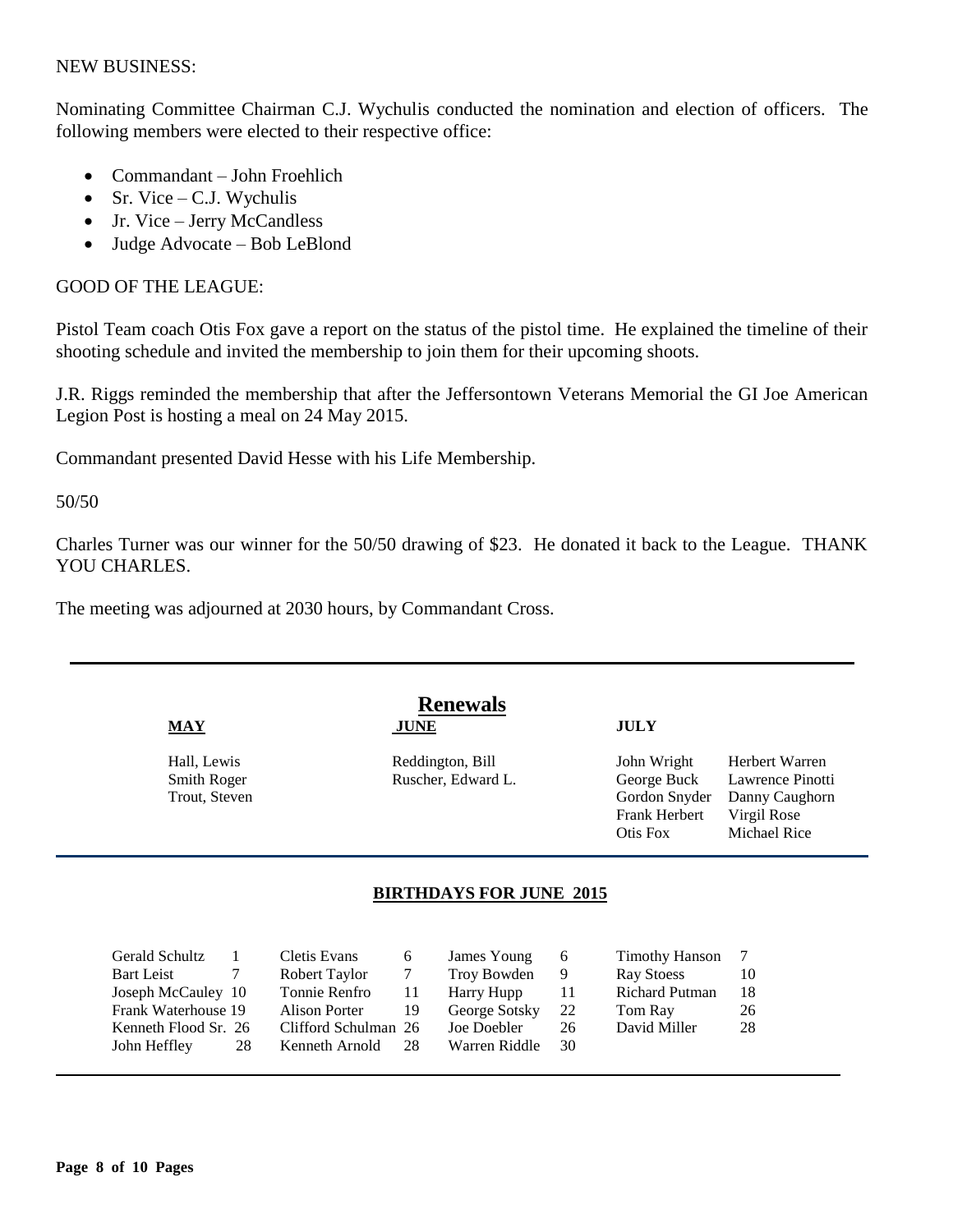NEW BUSINESS:

Nominating Committee Chairman C.J. Wychulis conducted the nomination and election of officers. The following members were elected to their respective office:

- Commandant – John Froehlich
- Sr. Vice – C.J. Wychulis
- Jr. Vice – Jerry McCandless
- Judge Advocate – Bob LeBlond

GOOD OF THE LEAGUE:

Pistol Team coach Otis Fox gave a report on the status of the pistol time. He explained the timeline of their shooting schedule and invited the membership to join them for their upcoming shoots.

J.R. Riggs reminded the membership that after the Jeffersontown Veterans Memorial the GI Joe American Legion Post is hosting a meal on 24 May 2015.

Commandant presented David Hesse with his Life Membership.

50/50

Charles Turner was our winner for the 50/50 drawing of $23. He donated it back to the League. THANK YOU CHARLES.

The meeting was adjourned at 2030 hours, by Commandant Cross.

---

## Renewals

| MAY | JUNE | JULY | |
|---|---|---|---|
| Hall, Lewis | Reddington, Bill | John Wright | Herbert Warren |
| Smith Roger | Ruscher, Edward L. | George Buck | Lawrence Pinotti |
| Trout, Steven | | Gordon Snyder | Danny Caughorn |
| | | Frank Herbert | Virgil Rose |
| | | Otis Fox | Michael Rice |

---

**BIRTHDAYS FOR JUNE 2015**

| Name | Day | Name | Day | Name | Day | Name | Day |
|---|---|---|---|---|---|---|---|
| Gerald Schultz | 1 | Cletis Evans | 6 | James Young | 6 | Timothy Hanson | 7 |
| Bart Leist | 7 | Robert Taylor | 7 | Troy Bowden | 9 | Ray Stoess | 10 |
| Joseph McCauley | 10 | Tonnie Renfro | 11 | Harry Hupp | 11 | Richard Putman | 18 |
| Frank Waterhouse | 19 | Alison Porter | 19 | George Sotsky | 22 | Tom Ray | 26 |
| Kenneth Flood Sr. | 26 | Clifford Schulman | 26 | Joe Doebler | 26 | David Miller | 28 |
| John Heffley | 28 | Kenneth Arnold | 28 | Warren Riddle | 30 | | |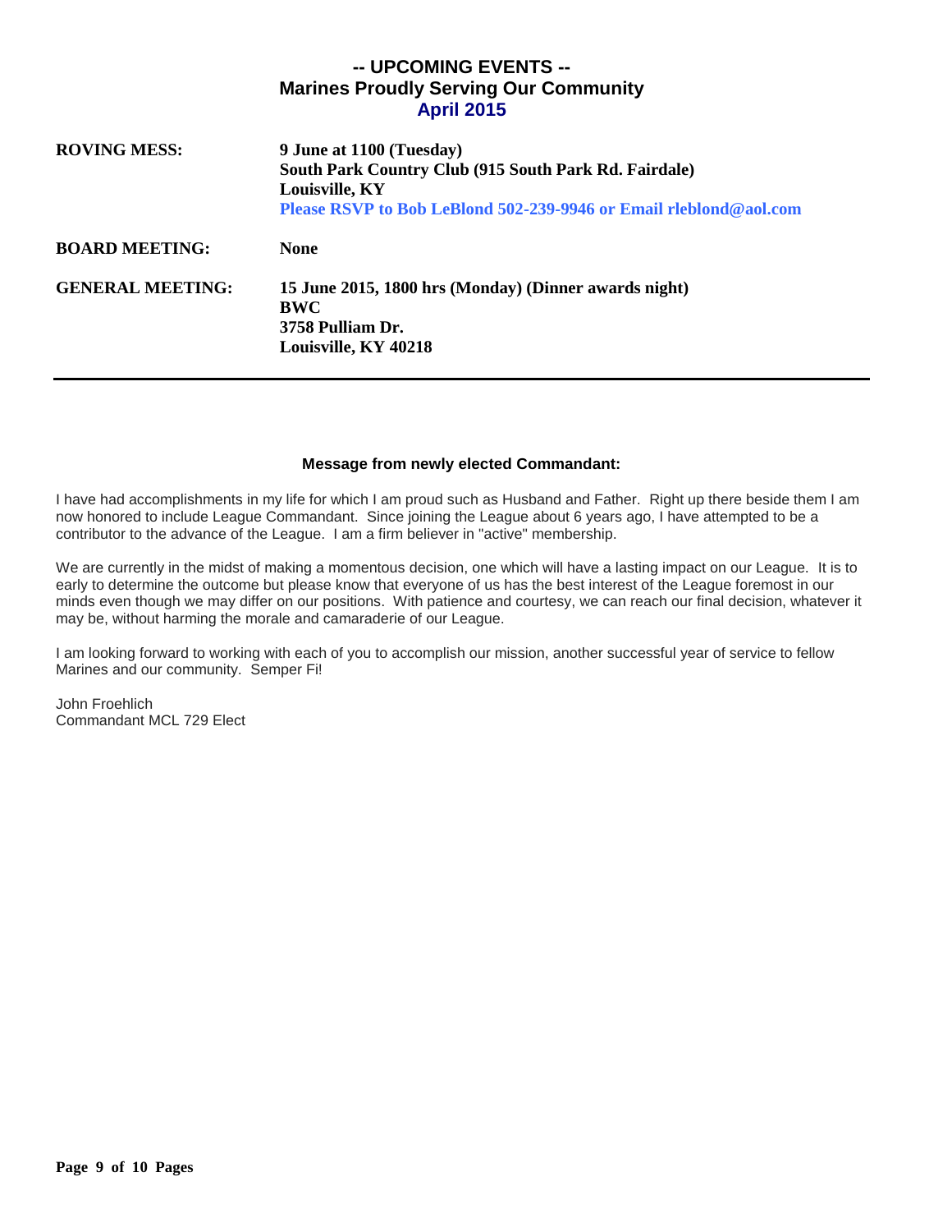## -- UPCOMING EVENTS --
## Marines Proudly Serving Our Community
## April 2015

| | |
|---|---|
| **ROVING MESS:** | **9 June at 1100 (Tuesday)**<br>**South Park Country Club (915 South Park Rd. Fairdale)**<br>**Louisville, KY**<br>**Please RSVP to Bob LeBlond 502-239-9946 or Email rleblond@aol.com** |
| **BOARD MEETING:** | **None** |
| **GENERAL MEETING:** | **15 June 2015, 1800 hrs (Monday) (Dinner awards night)**<br>**BWC**<br>**3758 Pulliam Dr.**<br>**Louisville, KY 40218** |

---

### Message from newly elected Commandant:

I have had accomplishments in my life for which I am proud such as Husband and Father. Right up there beside them I am now honored to include League Commandant. Since joining the League about 6 years ago, I have attempted to be a contributor to the advance of the League. I am a firm believer in "active" membership.

We are currently in the midst of making a momentous decision, one which will have a lasting impact on our League. It is to early to determine the outcome but please know that everyone of us has the best interest of the League foremost in our minds even though we may differ on our positions. With patience and courtesy, we can reach our final decision, whatever it may be, without harming the morale and camaraderie of our League.

I am looking forward to working with each of you to accomplish our mission, another successful year of service to fellow Marines and our community. Semper Fi!

John Froehlich
Commandant MCL 729 Elect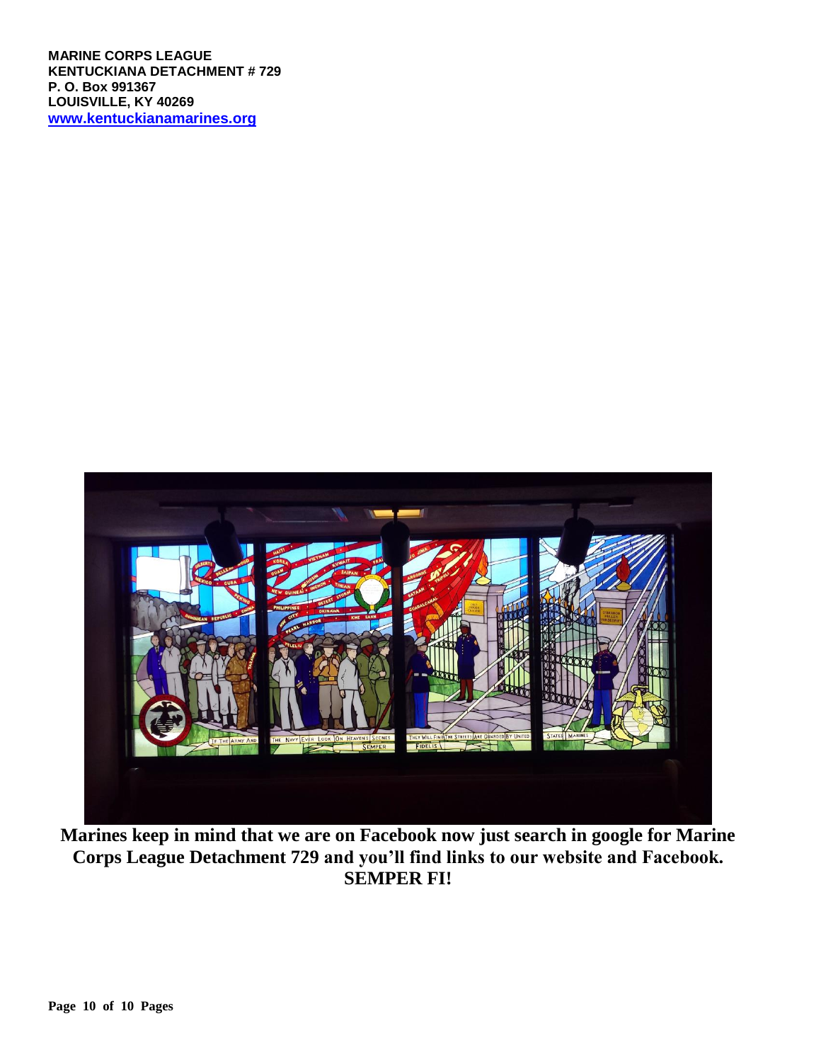**MARINE CORPS LEAGUE**
**KENTUCKIANA DETACHMENT # 729**
**P. O. Box 991367**
**LOUISVILLE, KY 40269**
**[www.kentuckianamarines.org](http://www.kentuckianamarines.org)**

**Marines keep in mind that we are on Facebook now just search in google for Marine Corps League Detachment 729 and you'll find links to our website and Facebook. SEMPER FI!**